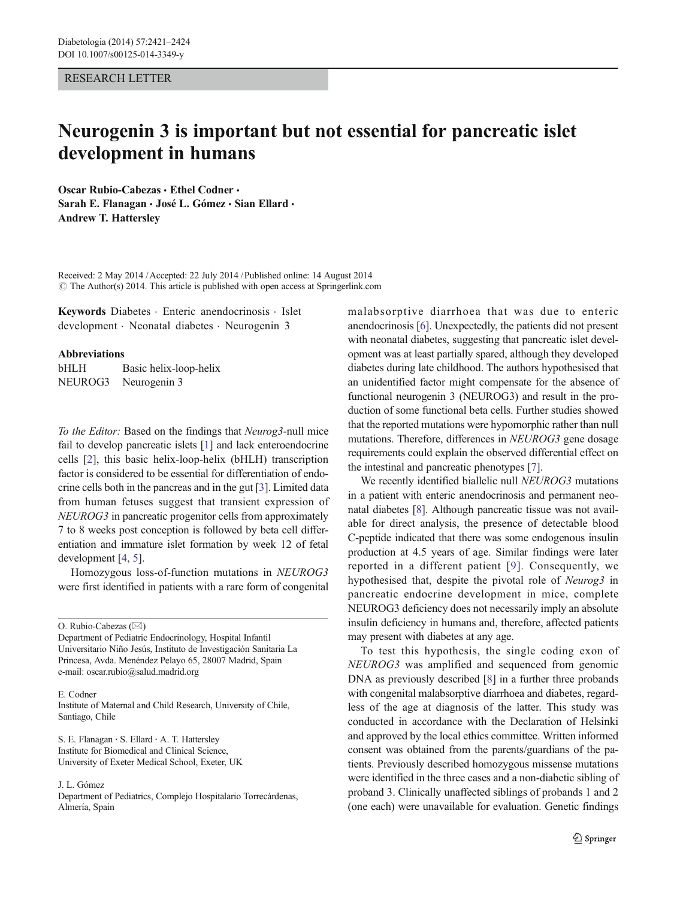RESEARCH LETTER

# Neurogenin 3 is important but not essential for pancreatic islet development in humans

Oscar Rubio-Cabezas · Ethel Codner · Sarah E. Flanagan · José L. Gómez · Sian Ellard · Andrew T. Hattersley

Received: 2 May 2014 / Accepted: 22 July 2014 / Published online: 14 August 2014
© The Author(s) 2014. This article is published with open access at Springerlink.com

**Keywords** Diabetes · Enteric anendocrinosis · Islet development · Neonatal diabetes · Neurogenin 3

**Abbreviations**

| | |
|---|---|
| bHLH | Basic helix-loop-helix |
| NEUROG3 | Neurogenin 3 |

*To the Editor:* Based on the findings that *Neurog3*-null mice fail to develop pancreatic islets [1] and lack enteroendocrine cells [2], this basic helix-loop-helix (bHLH) transcription factor is considered to be essential for differentiation of endocrine cells both in the pancreas and in the gut [3]. Limited data from human fetuses suggest that transient expression of *NEUROG3* in pancreatic progenitor cells from approximately 7 to 8 weeks post conception is followed by beta cell differentiation and immature islet formation by week 12 of fetal development [4, 5].

Homozygous loss-of-function mutations in *NEUROG3* were first identified in patients with a rare form of congenital malabsorptive diarrhoea that was due to enteric anendocrinosis [6]. Unexpectedly, the patients did not present with neonatal diabetes, suggesting that pancreatic islet development was at least partially spared, although they developed diabetes during late childhood. The authors hypothesised that an unidentified factor might compensate for the absence of functional neurogenin 3 (NEUROG3) and result in the production of some functional beta cells. Further studies showed that the reported mutations were hypomorphic rather than null mutations. Therefore, differences in *NEUROG3* gene dosage requirements could explain the observed differential effect on the intestinal and pancreatic phenotypes [7].

We recently identified biallelic null *NEUROG3* mutations in a patient with enteric anendocrinosis and permanent neonatal diabetes [8]. Although pancreatic tissue was not available for direct analysis, the presence of detectable blood C-peptide indicated that there was some endogenous insulin production at 4.5 years of age. Similar findings were later reported in a different patient [9]. Consequently, we hypothesised that, despite the pivotal role of *Neurog3* in pancreatic endocrine development in mice, complete NEUROG3 deficiency does not necessarily imply an absolute insulin deficiency in humans and, therefore, affected patients may present with diabetes at any age.

To test this hypothesis, the single coding exon of *NEUROG3* was amplified and sequenced from genomic DNA as previously described [8] in a further three probands with congenital malabsorptive diarrhoea and diabetes, regardless of the age at diagnosis of the latter. This study was conducted in accordance with the Declaration of Helsinki and approved by the local ethics committee. Written informed consent was obtained from the parents/guardians of the patients. Previously described homozygous missense mutations were identified in the three cases and a non-diabetic sibling of proband 3. Clinically unaffected siblings of probands 1 and 2 (one each) were unavailable for evaluation. Genetic findings

O. Rubio-Cabezas (✉)
Department of Pediatric Endocrinology, Hospital Infantil Universitario Niño Jesús, Instituto de Investigación Sanitaria La Princesa, Avda. Menéndez Pelayo 65, 28007 Madrid, Spain
e-mail: oscar.rubio@salud.madrid.org

E. Codner
Institute of Maternal and Child Research, University of Chile, Santiago, Chile

S. E. Flanagan · S. Ellard · A. T. Hattersley
Institute for Biomedical and Clinical Science, University of Exeter Medical School, Exeter, UK

J. L. Gómez
Department of Pediatrics, Complejo Hospitalario Torrecárdenas, Almería, Spain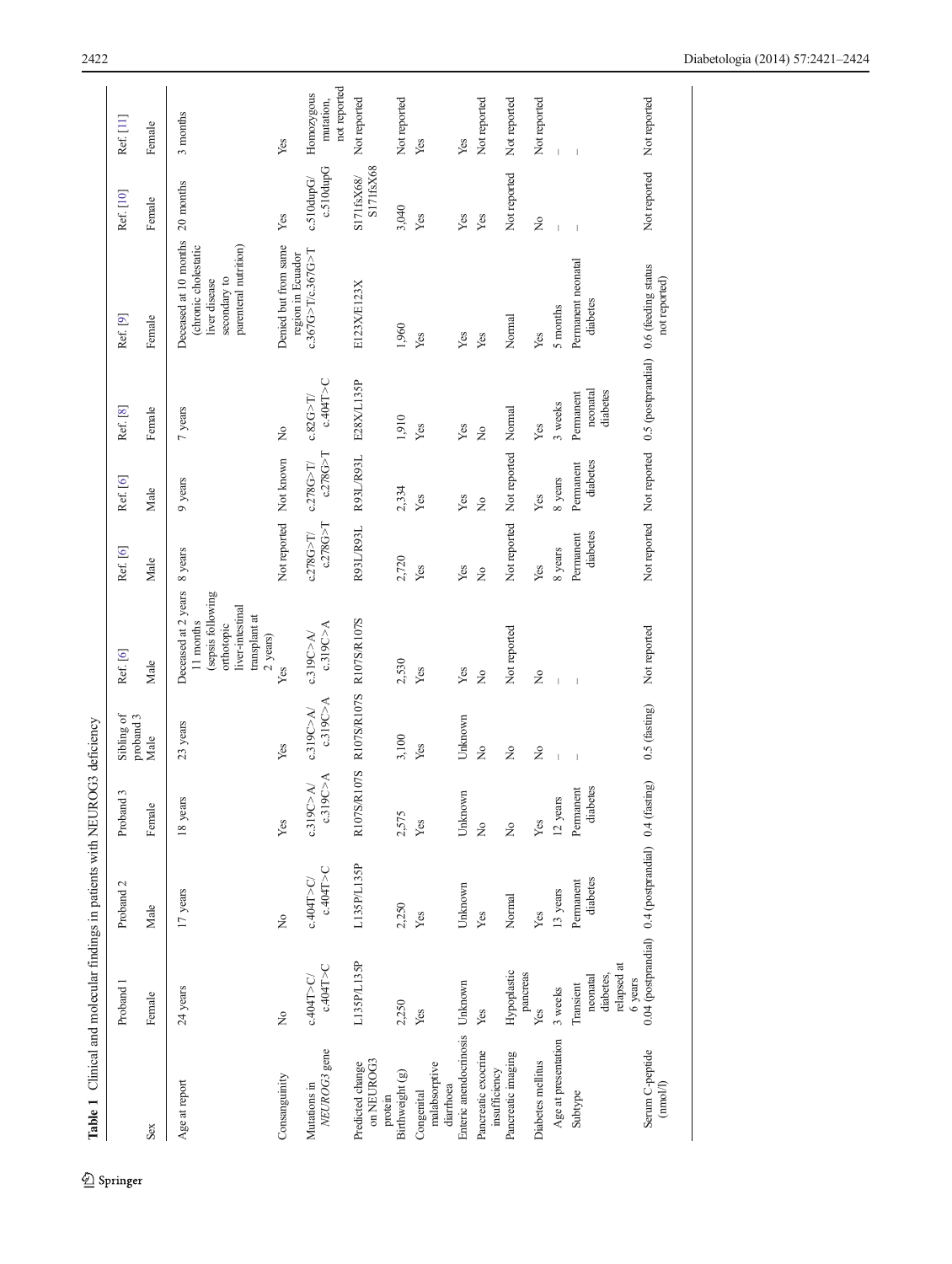**Table 1** Clinical and molecular findings in patients with NEUROG3 deficiency

| | Proband 1 | Proband 2 | Proband 3 | Sibling of proband 3 | Ref. [6] | Ref. [6] | Ref. [6] | Ref. [8] | Ref. [9] | Ref. [10] | Ref. [11] |
|---|---|---|---|---|---|---|---|---|---|---|---|
| Sex | Female | Male | Female | Male | Male | Male | Male | Female | Female | Female | Female |
| Age at report | 24 years | 17 years | 18 years | 23 years | Deceased at 2 years 11 months (sepsis following orthotopic liver-intestinal transplant at 2 years) | 8 years | 9 years | 7 years | Deceased at 10 months (chronic cholestatic liver disease secondary to parenteral nutrition) | 20 months | 3 months |
| Consanguinity | No | No | Yes | Yes | Yes | Not reported | Not known | No | Denied but from same region in Ecuador | Yes | Yes |
| Mutations in *NEUROG3* gene | c.404T>C/ c.404T>C | c.404T>C/ c.404T>C | c.319C>A/ c.319C>A | c.319C>A/ c.319C>A | c.319C>A/ c.319C>A | c.278G>T/ c.278G>T | c.278G>T/ c.278G>T | c.82G>T/ c.404T>C | c.367G>T/c.367G>T | c.510dupG/ c.510dupG | Homozygous mutation, not reported |
| Predicted change on NEUROG3 protein | L135P/L135P | L135P/L135P | R107S/R107S | R107S/R107S | R107S/R107S | R93L/R93L | R93L/R93L | E28X/L135P | E123X/E123X | S171fsX68/ S171fsX68 | Not reported |
| Birthweight (g) | 2,250 | 2,250 | 2,575 | 3,100 | 2,530 | 2,720 | 2,334 | 1,910 | 1,960 | 3,040 | Not reported |
| Congenital malabsorptive diarrhoea | Yes | Yes | Yes | Yes | Yes | Yes | Yes | Yes | Yes | Yes | Yes |
| Enteric anendocrinosis | Unknown | Unknown | Unknown | Unknown | Yes | Yes | Yes | Yes | Yes | Yes | Yes |
| Pancreatic exocrine insufficiency | Yes | Yes | No | No | No | No | No | No | Yes | Yes | Not reported |
| Pancreatic imaging | Hypoplastic pancreas | Normal | No | No | Not reported | Not reported | Not reported | Normal | Normal | Not reported | Not reported |
| Diabetes mellitus | Yes | Yes | Yes | No | No | Yes | Yes | Yes | Yes | No | Not reported |
| Age at presentation | 3 weeks | 13 years | 12 years | – | – | 8 years | 8 years | 3 weeks | 5 months | – | – |
| Subtype | Transient neonatal diabetes, relapsed at 6 years | Permanent diabetes | Permanent diabetes | – | – | Permanent diabetes | Permanent diabetes | Permanent neonatal diabetes | Permanent neonatal diabetes | – | – |
| Serum C-peptide (nmol/l) | 0.04 (postprandial) | 0.4 (postprandial) | 0.4 (fasting) | 0.5 (fasting) | Not reported | Not reported | Not reported | 0.5 (postprandial) | 0.6 (feeding status not reported) | Not reported | Not reported |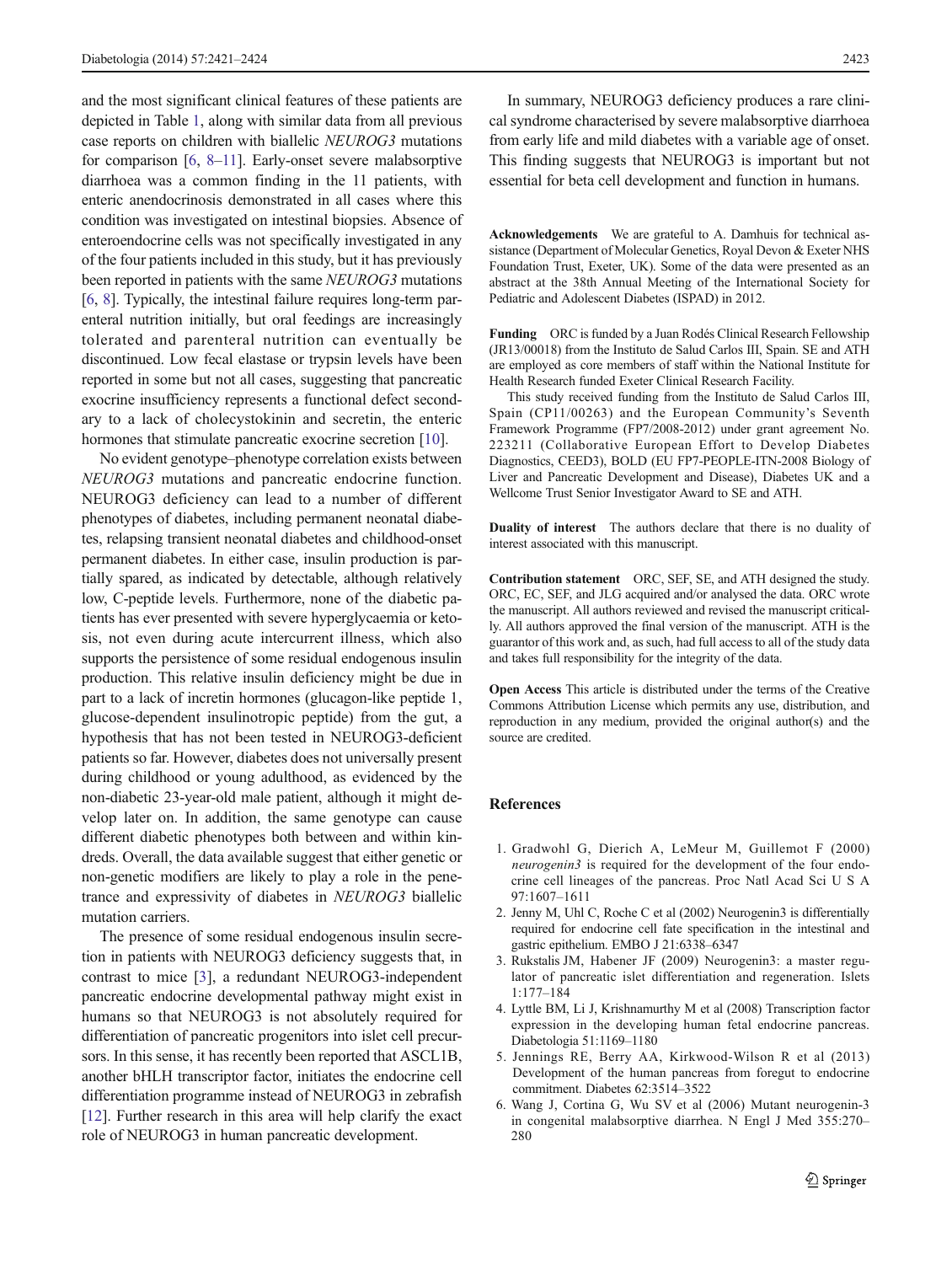and the most significant clinical features of these patients are depicted in Table 1, along with similar data from all previous case reports on children with biallelic *NEUROG3* mutations for comparison [6, 8–11]. Early-onset severe malabsorptive diarrhoea was a common finding in the 11 patients, with enteric anendocrinosis demonstrated in all cases where this condition was investigated on intestinal biopsies. Absence of enteroendocrine cells was not specifically investigated in any of the four patients included in this study, but it has previously been reported in patients with the same *NEUROG3* mutations [6, 8]. Typically, the intestinal failure requires long-term parenteral nutrition initially, but oral feedings are increasingly tolerated and parenteral nutrition can eventually be discontinued. Low fecal elastase or trypsin levels have been reported in some but not all cases, suggesting that pancreatic exocrine insufficiency represents a functional defect secondary to a lack of cholecystokinin and secretin, the enteric hormones that stimulate pancreatic exocrine secretion [10].

No evident genotype–phenotype correlation exists between *NEUROG3* mutations and pancreatic endocrine function. NEUROG3 deficiency can lead to a number of different phenotypes of diabetes, including permanent neonatal diabetes, relapsing transient neonatal diabetes and childhood-onset permanent diabetes. In either case, insulin production is partially spared, as indicated by detectable, although relatively low, C-peptide levels. Furthermore, none of the diabetic patients has ever presented with severe hyperglycaemia or ketosis, not even during acute intercurrent illness, which also supports the persistence of some residual endogenous insulin production. This relative insulin deficiency might be due in part to a lack of incretin hormones (glucagon-like peptide 1, glucose-dependent insulinotropic peptide) from the gut, a hypothesis that has not been tested in NEUROG3-deficient patients so far. However, diabetes does not universally present during childhood or young adulthood, as evidenced by the non-diabetic 23-year-old male patient, although it might develop later on. In addition, the same genotype can cause different diabetic phenotypes both between and within kindreds. Overall, the data available suggest that either genetic or non-genetic modifiers are likely to play a role in the penetrance and expressivity of diabetes in *NEUROG3* biallelic mutation carriers.

The presence of some residual endogenous insulin secretion in patients with NEUROG3 deficiency suggests that, in contrast to mice [3], a redundant NEUROG3-independent pancreatic endocrine developmental pathway might exist in humans so that NEUROG3 is not absolutely required for differentiation of pancreatic progenitors into islet cell precursors. In this sense, it has recently been reported that ASCL1B, another bHLH transcriptor factor, initiates the endocrine cell differentiation programme instead of NEUROG3 in zebrafish [12]. Further research in this area will help clarify the exact role of NEUROG3 in human pancreatic development.

In summary, NEUROG3 deficiency produces a rare clinical syndrome characterised by severe malabsorptive diarrhoea from early life and mild diabetes with a variable age of onset. This finding suggests that NEUROG3 is important but not essential for beta cell development and function in humans.

**Acknowledgements** We are grateful to A. Damhuis for technical assistance (Department of Molecular Genetics, Royal Devon & Exeter NHS Foundation Trust, Exeter, UK). Some of the data were presented as an abstract at the 38th Annual Meeting of the International Society for Pediatric and Adolescent Diabetes (ISPAD) in 2012.

**Funding** ORC is funded by a Juan Rodés Clinical Research Fellowship (JR13/00018) from the Instituto de Salud Carlos III, Spain. SE and ATH are employed as core members of staff within the National Institute for Health Research funded Exeter Clinical Research Facility.

This study received funding from the Instituto de Salud Carlos III, Spain (CP11/00263) and the European Community's Seventh Framework Programme (FP7/2008-2012) under grant agreement No. 223211 (Collaborative European Effort to Develop Diabetes Diagnostics, CEED3), BOLD (EU FP7-PEOPLE-ITN-2008 Biology of Liver and Pancreatic Development and Disease), Diabetes UK and a Wellcome Trust Senior Investigator Award to SE and ATH.

**Duality of interest** The authors declare that there is no duality of interest associated with this manuscript.

**Contribution statement** ORC, SEF, SE, and ATH designed the study. ORC, EC, SEF, and JLG acquired and/or analysed the data. ORC wrote the manuscript. All authors reviewed and revised the manuscript critically. All authors approved the final version of the manuscript. ATH is the guarantor of this work and, as such, had full access to all of the study data and takes full responsibility for the integrity of the data.

**Open Access** This article is distributed under the terms of the Creative Commons Attribution License which permits any use, distribution, and reproduction in any medium, provided the original author(s) and the source are credited.

## References

1. Gradwohl G, Dierich A, LeMeur M, Guillemot F (2000) *neurogenin3* is required for the development of the four endocrine cell lineages of the pancreas. Proc Natl Acad Sci U S A 97:1607–1611
2. Jenny M, Uhl C, Roche C et al (2002) Neurogenin3 is differentially required for endocrine cell fate specification in the intestinal and gastric epithelium. EMBO J 21:6338–6347
3. Rukstalis JM, Habener JF (2009) Neurogenin3: a master regulator of pancreatic islet differentiation and regeneration. Islets 1:177–184
4. Lyttle BM, Li J, Krishnamurthy M et al (2008) Transcription factor expression in the developing human fetal endocrine pancreas. Diabetologia 51:1169–1180
5. Jennings RE, Berry AA, Kirkwood-Wilson R et al (2013) Development of the human pancreas from foregut to endocrine commitment. Diabetes 62:3514–3522
6. Wang J, Cortina G, Wu SV et al (2006) Mutant neurogenin-3 in congenital malabsorptive diarrhea. N Engl J Med 355:270–280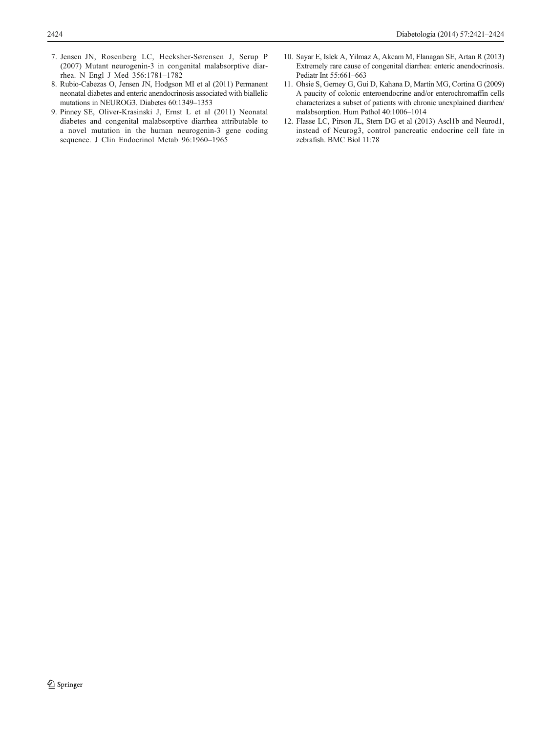7. Jensen JN, Rosenberg LC, Hecksher-Sørensen J, Serup P (2007) Mutant neurogenin-3 in congenital malabsorptive diarrhea. N Engl J Med 356:1781–1782
8. Rubio-Cabezas O, Jensen JN, Hodgson MI et al (2011) Permanent neonatal diabetes and enteric anendocrinosis associated with biallelic mutations in NEUROG3. Diabetes 60:1349–1353
9. Pinney SE, Oliver-Krasinski J, Ernst L et al (2011) Neonatal diabetes and congenital malabsorptive diarrhea attributable to a novel mutation in the human neurogenin-3 gene coding sequence. J Clin Endocrinol Metab 96:1960–1965
10. Sayar E, Islek A, Yilmaz A, Akcam M, Flanagan SE, Artan R (2013) Extremely rare cause of congenital diarrhea: enteric anendocrinosis. Pediatr Int 55:661–663
11. Ohsie S, Gerney G, Gui D, Kahana D, Martín MG, Cortina G (2009) A paucity of colonic enteroendocrine and/or enterochromaffin cells characterizes a subset of patients with chronic unexplained diarrhea/malabsorption. Hum Pathol 40:1006–1014
12. Flasse LC, Pirson JL, Stern DG et al (2013) Ascl1b and Neurod1, instead of Neurog3, control pancreatic endocrine cell fate in zebrafish. BMC Biol 11:78